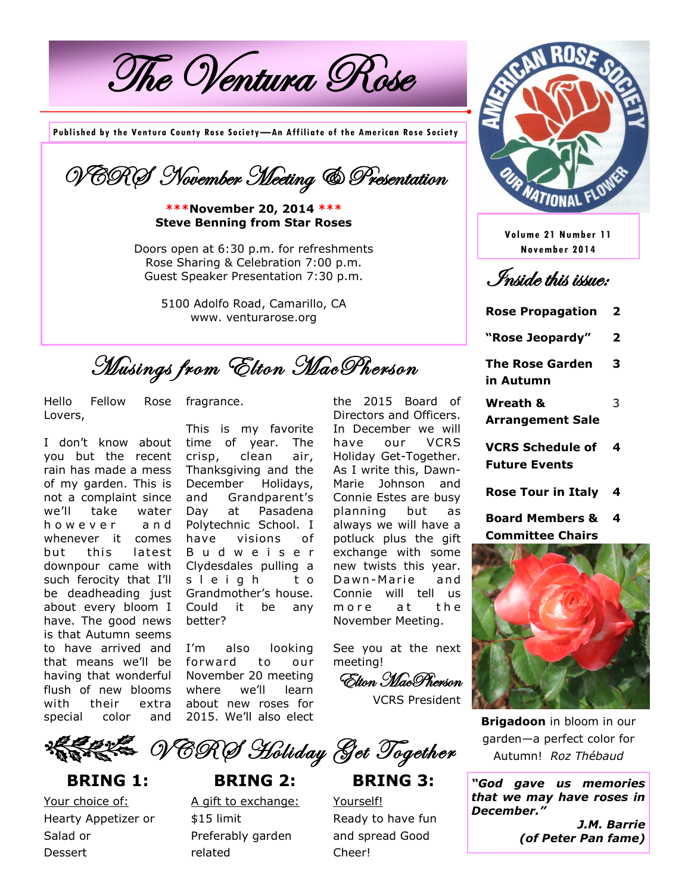# The Ventura Rose

**Published by the Ventura County Rose Society—An Affiliate of the American Rose Society**

Volume 21 Number 11
November 2014

## VCRS November Meeting & Presentation

***\*\*\*November 20, 2014 \*\*\****
**Steve Benning from Star Roses**

Doors open at 6:30 p.m. for refreshments
Rose Sharing & Celebration 7:00 p.m.
Guest Speaker Presentation 7:30 p.m.

5100 Adolfo Road, Camarillo, CA
www. venturarose.org

## Inside this issue:

| | |
|---|---|
| **Rose Propagation** | **2** |
| **"Rose Jeopardy"** | **2** |
| **The Rose Garden in Autumn** | **3** |
| **Wreath & Arrangement Sale** | 3 |
| **VCRS Schedule of Future Events** | **4** |
| **Rose Tour in Italy** | **4** |
| **Board Members & Committee Chairs** | **4** |

## Musings from Elton MacPherson

Hello Fellow Rose Lovers,

I don't know about you but the recent rain has made a mess of my garden. This is not a complaint since we'll take water however it and whenever it comes but this latest downpour came with such ferocity that I'll be deadheading just about every bloom I have. The good news is that Autumn seems to have arrived and that means we'll be having that wonderful flush of new blooms with their extra special color and fragrance.

This is my favorite time of year. The crisp, clean air, Thanksgiving and the December Holidays, and Grandparent's Day at Pasadena Polytechnic School. I have visions of Budweiser Clydesdales pulling a sleigh to Grandmother's house. Could it be any better?

I'm also looking forward to our November 20 meeting where we'll learn about new roses for 2015. We'll also elect the 2015 Board of Directors and Officers. In December we will have our VCRS Holiday Get-Together. As I write this, Dawn-Marie Johnson and Connie Estes are busy planning but as always we will have a potluck plus the gift exchange with some new twists this year. Dawn-Marie and Connie will tell us more at the November Meeting.

See you at the next meeting!

*Elton MacPherson*
VCRS President

**Brigadoon** in bloom in our garden—a perfect color for Autumn! *Roz Thébaud*

> ***"God gave us memories that we may have roses in December."***
> ***J.M. Barrie (of Peter Pan fame)***

## VCRS Holiday Get Together

### BRING 1:

Your choice of:
Hearty Appetizer or
Salad or
Dessert

### BRING 2:

A gift to exchange:
$15 limit
Preferably garden related

### BRING 3:

Yourself!
Ready to have fun and spread Good Cheer!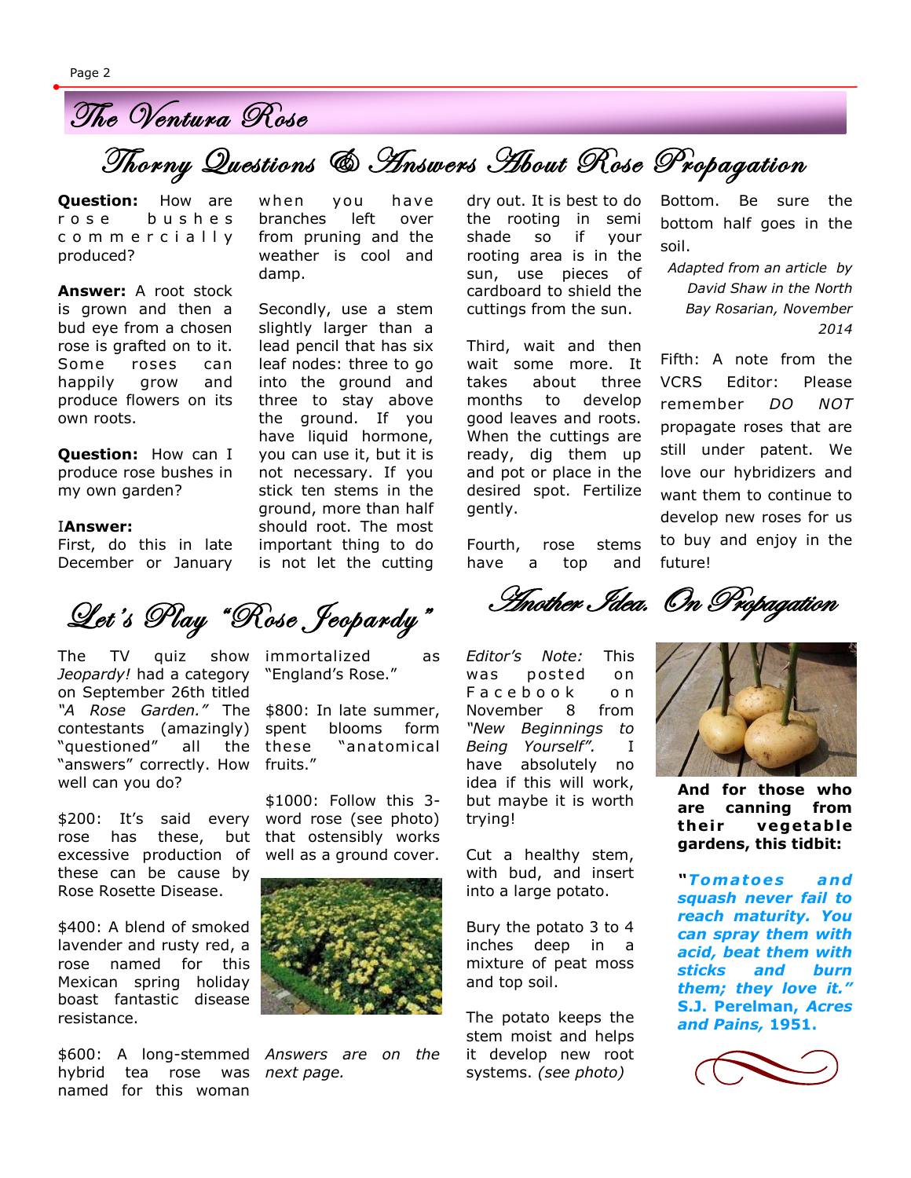# The Ventura Rose

## Thorny Questions & Answers About Rose Propagation

**Question:** How are rose bushes commercially produced?

**Answer:** A root stock is grown and then a bud eye from a chosen rose is grafted on to it. Some roses can happily grow and produce flowers on its own roots.

**Question:** How can I produce rose bushes in my own garden?

I**Answer:**
First, do this in late December or January when you have branches left over from pruning and the weather is cool and damp.

Secondly, use a stem slightly larger than a lead pencil that has six leaf nodes: three to go into the ground and three to stay above the ground. If you have liquid hormone, you can use it, but it is not necessary. If you stick ten stems in the ground, more than half should root. The most important thing to do is not let the cutting dry out. It is best to do the rooting in semi shade so if your rooting area is in the sun, use pieces of cardboard to shield the cuttings from the sun.

Third, wait and then wait some more. It takes about three months to develop good leaves and roots. When the cuttings are ready, dig them up and pot or place in the desired spot. Fertilize gently.

Fourth, rose stems have a top and Bottom. Be sure the bottom half goes in the soil.

*Adapted from an article by David Shaw in the North Bay Rosarian, November 2014*

Fifth: A note from the VCRS Editor: Please remember *DO NOT* propagate roses that are still under patent. We love our hybridizers and want them to continue to develop new roses for us to buy and enjoy in the future!

## Let's Play "Rose Jeopardy"

The TV quiz show *Jeopardy!* had a category on September 26th titled *"A Rose Garden."* The contestants (amazingly) "questioned" all the "answers" correctly. How well can you do?

$200: It's said every rose has these, but excessive production of these can be cause by Rose Rosette Disease.

$400: A blend of smoked lavender and rusty red, a rose named for this Mexican spring holiday boast fantastic disease resistance.

$600: A long-stemmed hybrid tea rose was named for this woman immortalized as "England's Rose."

$800: In late summer, spent blooms form these "anatomical fruits."

$1000: Follow this 3-word rose (see photo) that ostensibly works well as a ground cover.

*Answers are on the next page.*

## Another Idea. On Propagation

*Editor's Note:* This was posted on Facebook on November 8 from *"New Beginnings to Being Yourself".* I have absolutely no idea if this will work, but maybe it is worth trying!

Cut a healthy stem, with bud, and insert into a large potato.

Bury the potato 3 to 4 inches deep in a mixture of peat moss and top soil.

The potato keeps the stem moist and helps it develop new root systems. *(see photo)*

**And for those who are canning from their vegetable gardens, this tidbit:**

***"Tomatoes and squash never fail to reach maturity. You can spray them with acid, beat them with sticks and burn them; they love it."* S.J. Perelman, *Acres and Pains,* 1951.**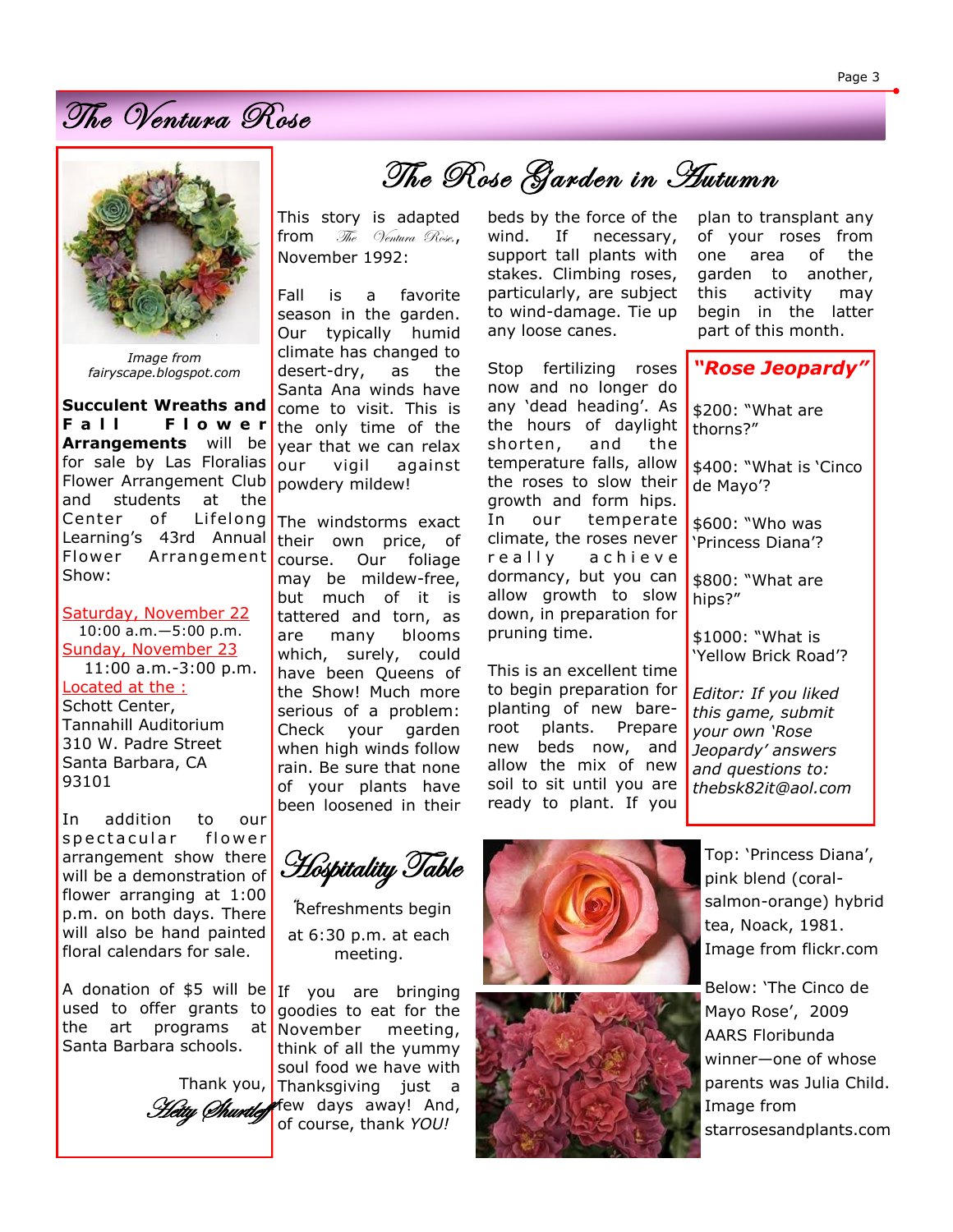*Image from fairyscape.blogspot.com*

**Succulent Wreaths and Fall Flower Arrangements** will be for sale by Las Floralias Flower Arrangement Club and students at the Center of Lifelong Learning's 43rd Annual Flower Arrangement Show:

Saturday, November 22
10:00 a.m.—5:00 p.m.
Sunday, November 23
11:00 a.m.-3:00 p.m.
Located at the :
Schott Center,
Tannahill Auditorium
310 W. Padre Street
Santa Barbara, CA
93101

In addition to our spectacular flower arrangement show there will be a demonstration of flower arranging at 1:00 p.m. on both days. There will also be hand painted floral calendars for sale.

A donation of $5 will be used to offer grants to the art programs at Santa Barbara schools.

Thank you,
Hetty Shurtleff

# The Rose Garden in Autumn

This story is adapted from *The Ventura Rose*, November 1992:

Fall is a favorite season in the garden. Our typically humid climate has changed to desert-dry, as the Santa Ana winds have come to visit. This is the only time of the year that we can relax our vigil against powdery mildew!

The windstorms exact their own price, of course. Our foliage may be mildew-free, but much of it is tattered and torn, as are many blooms which, surely, could have been Queens of the Show! Much more serious of a problem: Check your garden when high winds follow rain. Be sure that none of your plants have been loosened in their beds by the force of the wind. If necessary, support tall plants with stakes. Climbing roses, particularly, are subject to wind-damage. Tie up any loose canes.

Stop fertilizing roses now and no longer do any 'dead heading'. As the hours of daylight shorten, and the temperature falls, allow the roses to slow their growth and form hips. In our temperate climate, the roses never really achieve dormancy, but you can allow growth to slow down, in preparation for pruning time.

This is an excellent time to begin preparation for planting of new bare-root plants. Prepare new beds now, and allow the mix of new soil to sit until you are ready to plant. If you plan to transplant any of your roses from one area of the garden to another, this activity may begin in the latter part of this month.

## "Rose Jeopardy"

$200: "What are thorns?"

$400: "What is 'Cinco de Mayo'?

$600: "Who was 'Princess Diana'?

$800: "What are hips?"

$1000: "What is 'Yellow Brick Road'?

*Editor: If you liked this game, submit your own 'Rose Jeopardy' answers and questions to: thebsk82it@aol.com*

## Hospitality Table

Refreshments begin at 6:30 p.m. at each meeting.

If you are bringing goodies to eat for the November meeting, think of all the yummy soul food we have with Thanksgiving just a few days away! And, of course, thank *YOU!*

Top: 'Princess Diana', pink blend (coral-salmon-orange) hybrid tea, Noack, 1981. Image from flickr.com

Below: 'The Cinco de Mayo Rose', 2009 AARS Floribunda winner—one of whose parents was Julia Child. Image from starrosesandplants.com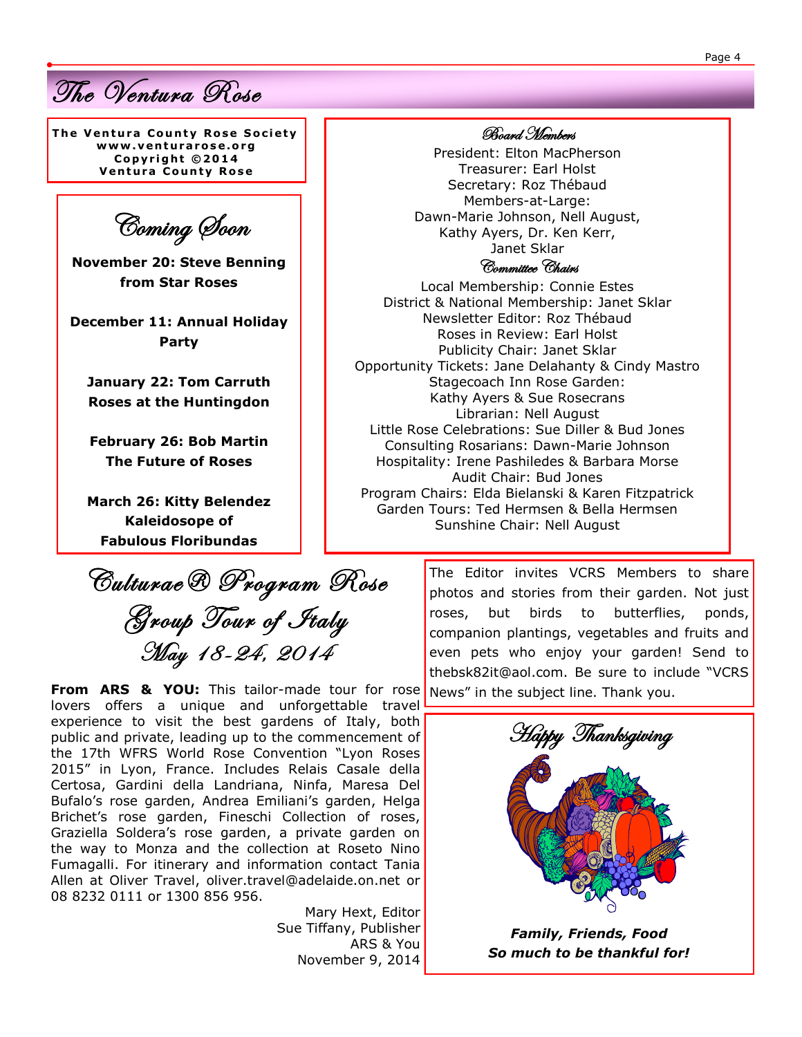# The Ventura Rose

**The Ventura County Rose Society**
**www.venturarose.org**
**Copyright ©2014**
**Ventura County Rose**

## Coming Soon

**November 20: Steve Benning from Star Roses**

**December 11: Annual Holiday Party**

**January 22: Tom Carruth Roses at the Huntingdon**

**February 26: Bob Martin The Future of Roses**

**March 26: Kitty Belendez Kaleidosope of Fabulous Floribundas**

### Board Members

President: Elton MacPherson
Treasurer: Earl Holst
Secretary: Roz Thébaud
Members-at-Large:
Dawn-Marie Johnson, Nell August,
Kathy Ayers, Dr. Ken Kerr,
Janet Sklar

### Committee Chairs

Local Membership: Connie Estes
District & National Membership: Janet Sklar
Newsletter Editor: Roz Thébaud
Roses in Review: Earl Holst
Publicity Chair: Janet Sklar
Opportunity Tickets: Jane Delahanty & Cindy Mastro
Stagecoach Inn Rose Garden:
Kathy Ayers & Sue Rosecrans
Librarian: Nell August
Little Rose Celebrations: Sue Diller & Bud Jones
Consulting Rosarians: Dawn-Marie Johnson
Hospitality: Irene Pashiledes & Barbara Morse
Audit Chair: Bud Jones
Program Chairs: Elda Bielanski & Karen Fitzpatrick
Garden Tours: Ted Hermsen & Bella Hermsen
Sunshine Chair: Nell August

## Culturae® Program Rose Group Tour of Italy May 18-24, 2014

**From ARS & YOU:** This tailor-made tour for rose lovers offers a unique and unforgettable travel experience to visit the best gardens of Italy, both public and private, leading up to the commencement of the 17th WFRS World Rose Convention "Lyon Roses 2015" in Lyon, France. Includes Relais Casale della Certosa, Gardini della Landriana, Ninfa, Maresa Del Bufalo's rose garden, Andrea Emiliani's garden, Helga Brichet's rose garden, Fineschi Collection of roses, Graziella Soldera's rose garden, a private garden on the way to Monza and the collection at Roseto Nino Fumagalli. For itinerary and information contact Tania Allen at Oliver Travel, oliver.travel@adelaide.on.net or 08 8232 0111 or 1300 856 956.

Mary Hext, Editor
Sue Tiffany, Publisher
ARS & You
November 9, 2014

The Editor invites VCRS Members to share photos and stories from their garden. Not just roses, but birds to butterflies, ponds, companion plantings, vegetables and fruits and even pets who enjoy your garden! Send to thebsk82it@aol.com. Be sure to include "VCRS News" in the subject line. Thank you.

## Happy Thanksgiving

***Family, Friends, Food***
***So much to be thankful for!***